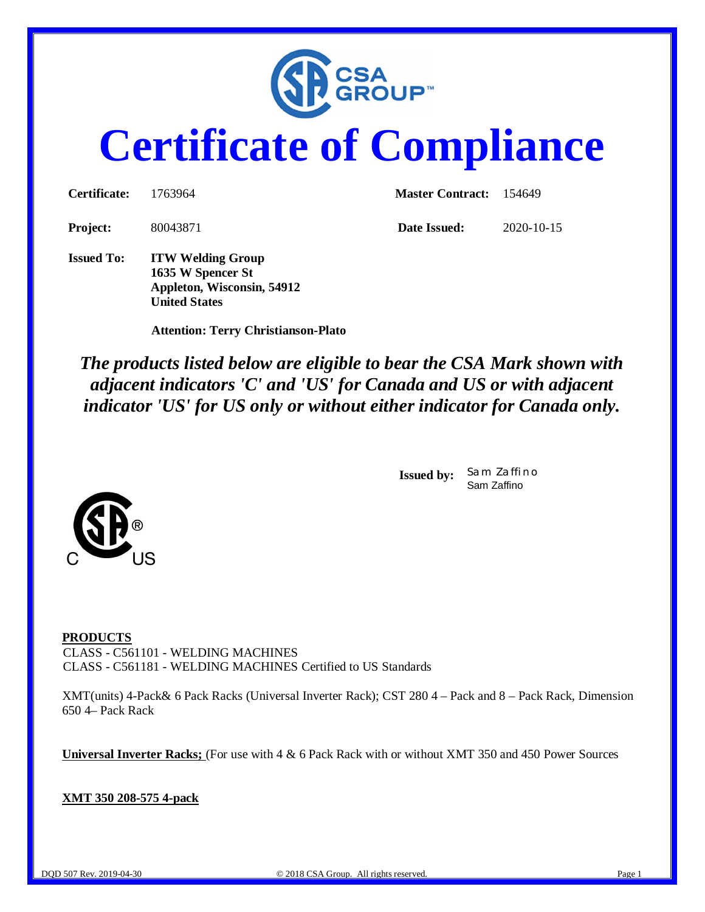# Certificate of Compliance

| | | | |
|---|---|---|---|
| **Certificate:** | 1763964 | **Master Contract:** | 154649 |
| **Project:** | 80043871 | **Date Issued:** | 2020-10-15 |

**Issued To:** **ITW Welding Group**
**1635 W Spencer St**
**Appleton, Wisconsin, 54912**
**United States**

**Attention: Terry Christianson-Plato**

***The products listed below are eligible to bear the CSA Mark shown with adjacent indicators 'C' and 'US' for Canada and US or with adjacent indicator 'US' for US only or without either indicator for Canada only.***

**Issued by:** Sam Zaffino
Sam Zaffino

**PRODUCTS**
CLASS - C561101 - WELDING MACHINES
CLASS - C561181 - WELDING MACHINES Certified to US Standards

XMT(units) 4-Pack& 6 Pack Racks (Universal Inverter Rack); CST 280 4 – Pack and 8 – Pack Rack, Dimension 650 4– Pack Rack

**Universal Inverter Racks;** (For use with 4 & 6 Pack Rack with or without XMT 350 and 450 Power Sources

**XMT 350 208-575 4-pack**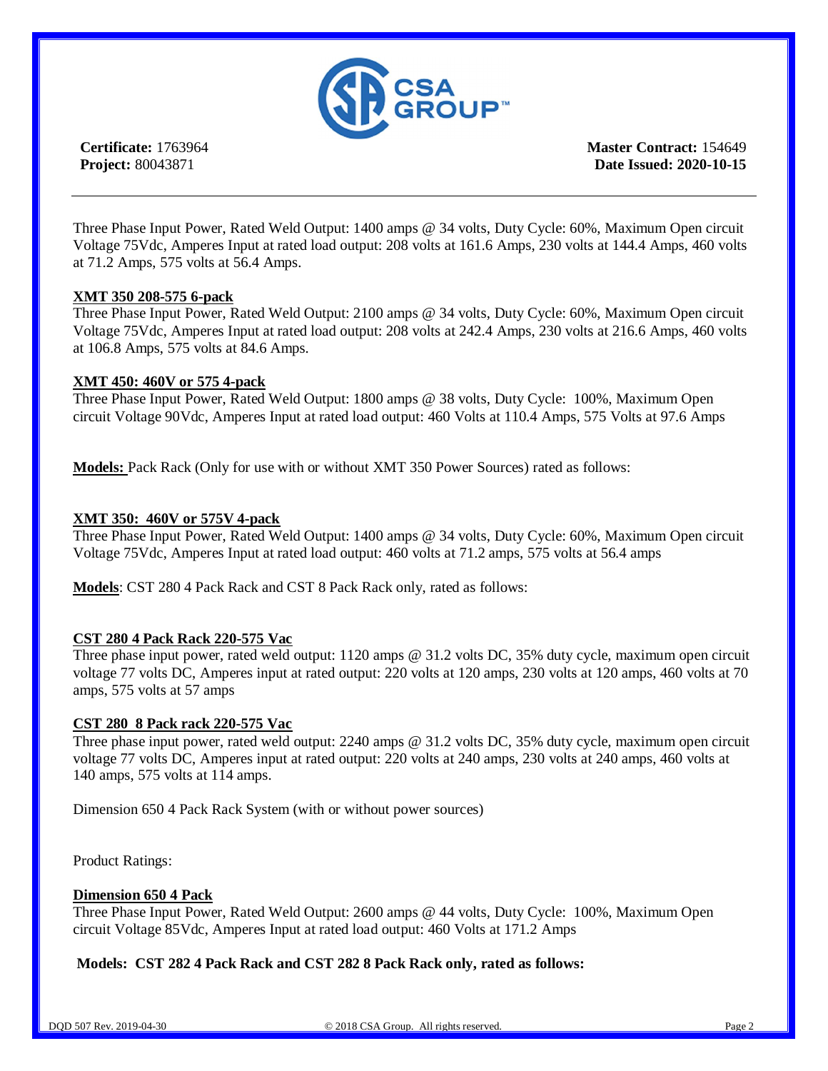**Certificate:** 1763964
**Project:** 80043871

**Master Contract:** 154649
**Date Issued: 2020-10-15**

---

Three Phase Input Power, Rated Weld Output: 1400 amps @ 34 volts, Duty Cycle: 60%, Maximum Open circuit Voltage 75Vdc, Amperes Input at rated load output: 208 volts at 161.6 Amps, 230 volts at 144.4 Amps, 460 volts at 71.2 Amps, 575 volts at 56.4 Amps.

**XMT 350 208-575 6-pack**
Three Phase Input Power, Rated Weld Output: 2100 amps @ 34 volts, Duty Cycle: 60%, Maximum Open circuit Voltage 75Vdc, Amperes Input at rated load output: 208 volts at 242.4 Amps, 230 volts at 216.6 Amps, 460 volts at 106.8 Amps, 575 volts at 84.6 Amps.

**XMT 450: 460V or 575 4-pack**
Three Phase Input Power, Rated Weld Output: 1800 amps @ 38 volts, Duty Cycle: 100%, Maximum Open circuit Voltage 90Vdc, Amperes Input at rated load output: 460 Volts at 110.4 Amps, 575 Volts at 97.6 Amps

**Models:** Pack Rack (Only for use with or without XMT 350 Power Sources) rated as follows:

**XMT 350: 460V or 575V 4-pack**
Three Phase Input Power, Rated Weld Output: 1400 amps @ 34 volts, Duty Cycle: 60%, Maximum Open circuit Voltage 75Vdc, Amperes Input at rated load output: 460 volts at 71.2 amps, 575 volts at 56.4 amps

**Models**: CST 280 4 Pack Rack and CST 8 Pack Rack only, rated as follows:

**CST 280 4 Pack Rack 220-575 Vac**
Three phase input power, rated weld output: 1120 amps @ 31.2 volts DC, 35% duty cycle, maximum open circuit voltage 77 volts DC, Amperes input at rated output: 220 volts at 120 amps, 230 volts at 120 amps, 460 volts at 70 amps, 575 volts at 57 amps

**CST 280 8 Pack rack 220-575 Vac**
Three phase input power, rated weld output: 2240 amps @ 31.2 volts DC, 35% duty cycle, maximum open circuit voltage 77 volts DC, Amperes input at rated output: 220 volts at 240 amps, 230 volts at 240 amps, 460 volts at 140 amps, 575 volts at 114 amps.

Dimension 650 4 Pack Rack System (with or without power sources)

Product Ratings:

**Dimension 650 4 Pack**
Three Phase Input Power, Rated Weld Output: 2600 amps @ 44 volts, Duty Cycle: 100%, Maximum Open circuit Voltage 85Vdc, Amperes Input at rated load output: 460 Volts at 171.2 Amps

**Models: CST 282 4 Pack Rack and CST 282 8 Pack Rack only, rated as follows:**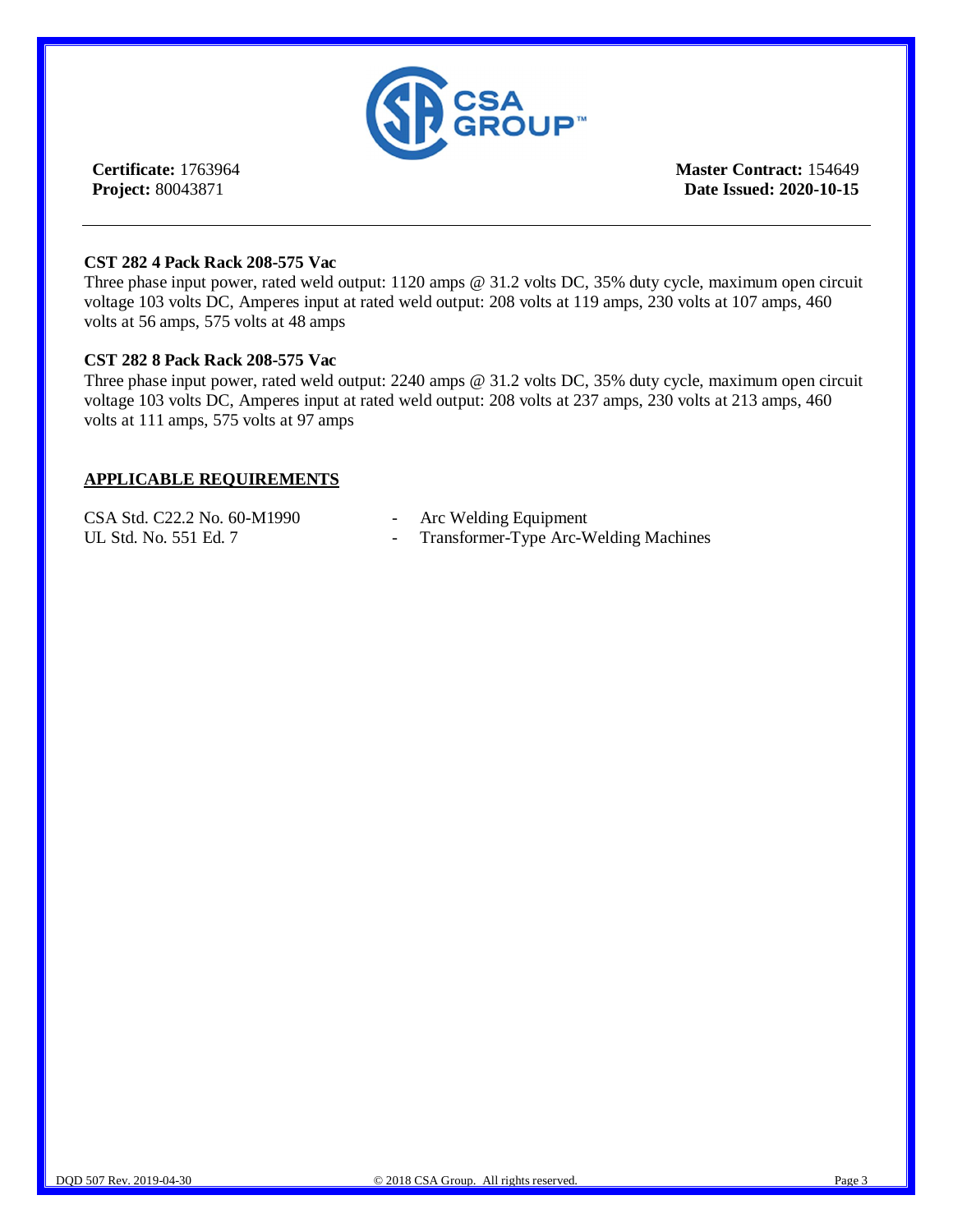**Certificate:** 1763964
**Project:** 80043871

**Master Contract:** 154649
**Date Issued: 2020-10-15**

---

**CST 282 4 Pack Rack 208-575 Vac**

Three phase input power, rated weld output: 1120 amps @ 31.2 volts DC, 35% duty cycle, maximum open circuit voltage 103 volts DC, Amperes input at rated weld output: 208 volts at 119 amps, 230 volts at 107 amps, 460 volts at 56 amps, 575 volts at 48 amps

**CST 282 8 Pack Rack 208-575 Vac**

Three phase input power, rated weld output: 2240 amps @ 31.2 volts DC, 35% duty cycle, maximum open circuit voltage 103 volts DC, Amperes input at rated weld output: 208 volts at 237 amps, 230 volts at 213 amps, 460 volts at 111 amps, 575 volts at 97 amps

**APPLICABLE REQUIREMENTS**

| | | |
|---|---|---|
| CSA Std. C22.2 No. 60-M1990 | - | Arc Welding Equipment |
| UL Std. No. 551 Ed. 7 | - | Transformer-Type Arc-Welding Machines |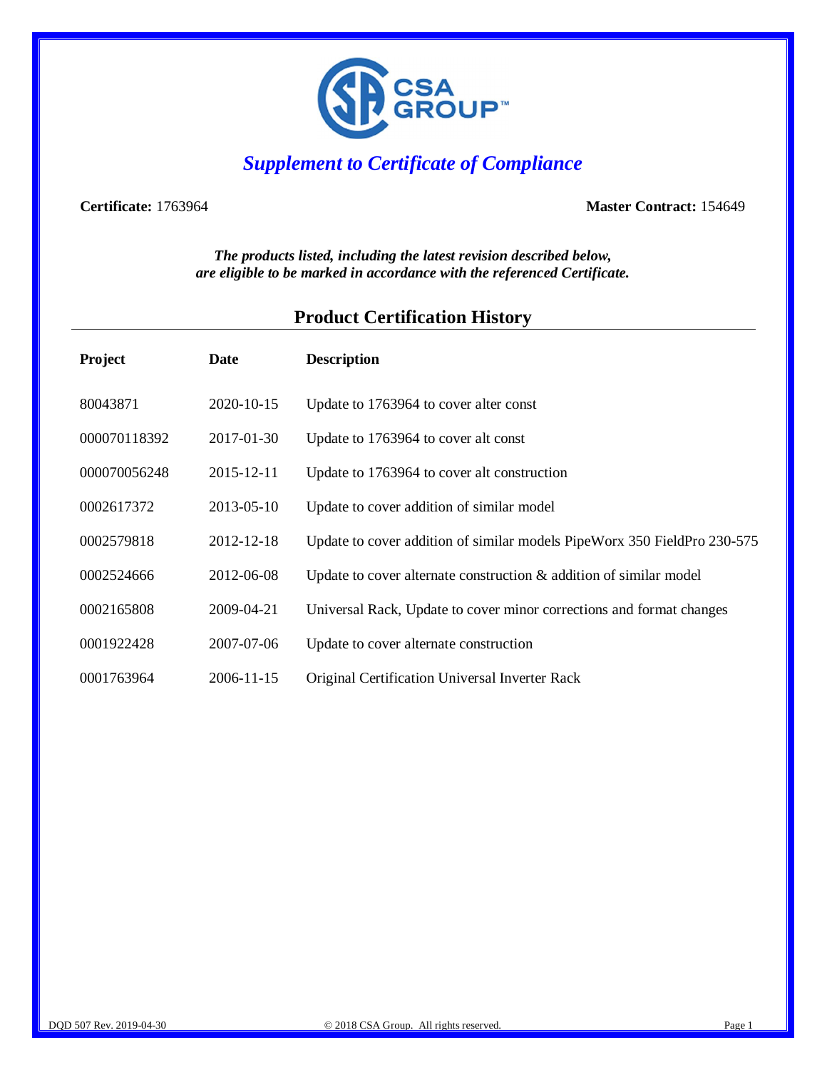# *Supplement to Certificate of Compliance*

**Certificate:** 1763964 **Master Contract:** 154649

***The products listed, including the latest revision described below, are eligible to be marked in accordance with the referenced Certificate.***

## Product Certification History

| Project | Date | Description |
|---|---|---|
| 80043871 | 2020-10-15 | Update to 1763964 to cover alter const |
| 000070118392 | 2017-01-30 | Update to 1763964 to cover alt const |
| 000070056248 | 2015-12-11 | Update to 1763964 to cover alt construction |
| 0002617372 | 2013-05-10 | Update to cover addition of similar model |
| 0002579818 | 2012-12-18 | Update to cover addition of similar models PipeWorx 350 FieldPro 230-575 |
| 0002524666 | 2012-06-08 | Update to cover alternate construction & addition of similar model |
| 0002165808 | 2009-04-21 | Universal Rack, Update to cover minor corrections and format changes |
| 0001922428 | 2007-07-06 | Update to cover alternate construction |
| 0001763964 | 2006-11-15 | Original Certification Universal Inverter Rack |

DQD 507 Rev. 2019-04-30 © 2018 CSA Group. All rights reserved.